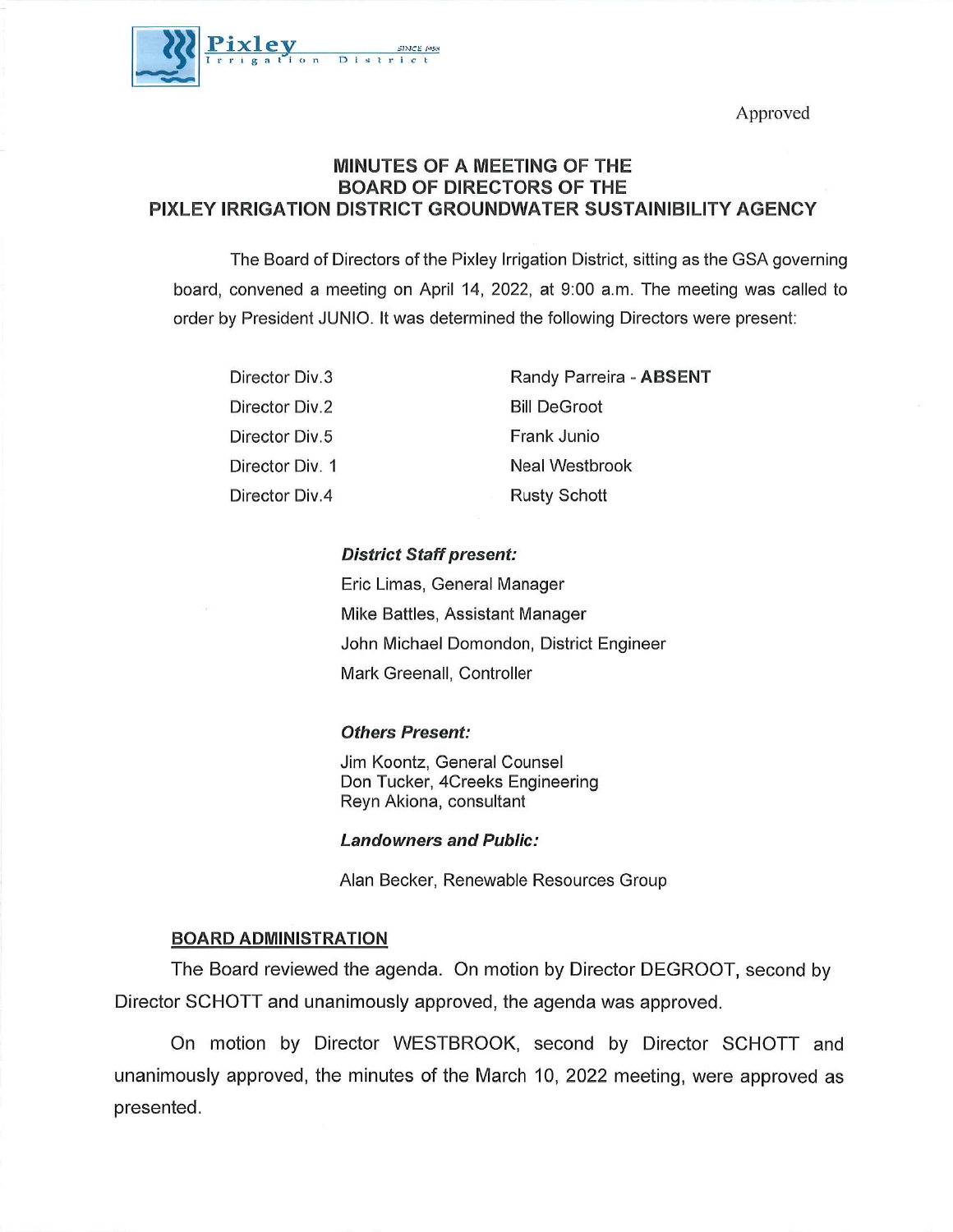Pixley Irrigation District SINCE 1958

Approved

# MINUTES OF A MEETING OF THE BOARD OF DIRECTORS OF THE PIXLEY IRRIGATION DISTRICT GROUNDWATER SUSTAINIBILITY AGENCY

The Board of Directors of the Pixley Irrigation District, sitting as the GSA governing board, convened a meeting on April 14, 2022, at 9:00 a.m. The meeting was called to order by President JUNIO. It was determined the following Directors were present:

| | |
|---|---|
| Director Div.3 | Randy Parreira - **ABSENT** |
| Director Div.2 | Bill DeGroot |
| Director Div.5 | Frank Junio |
| Director Div. 1 | Neal Westbrook |
| Director Div.4 | Rusty Schott |

***District Staff present:***

Eric Limas, General Manager
Mike Battles, Assistant Manager
John Michael Domondon, District Engineer
Mark Greenall, Controller

***Others Present:***

Jim Koontz, General Counsel
Don Tucker, 4Creeks Engineering
Reyn Akiona, consultant

***Landowners and Public:***

Alan Becker, Renewable Resources Group

## BOARD ADMINISTRATION

The Board reviewed the agenda. On motion by Director DEGROOT, second by Director SCHOTT and unanimously approved, the agenda was approved.

On motion by Director WESTBROOK, second by Director SCHOTT and unanimously approved, the minutes of the March 10, 2022 meeting, were approved as presented.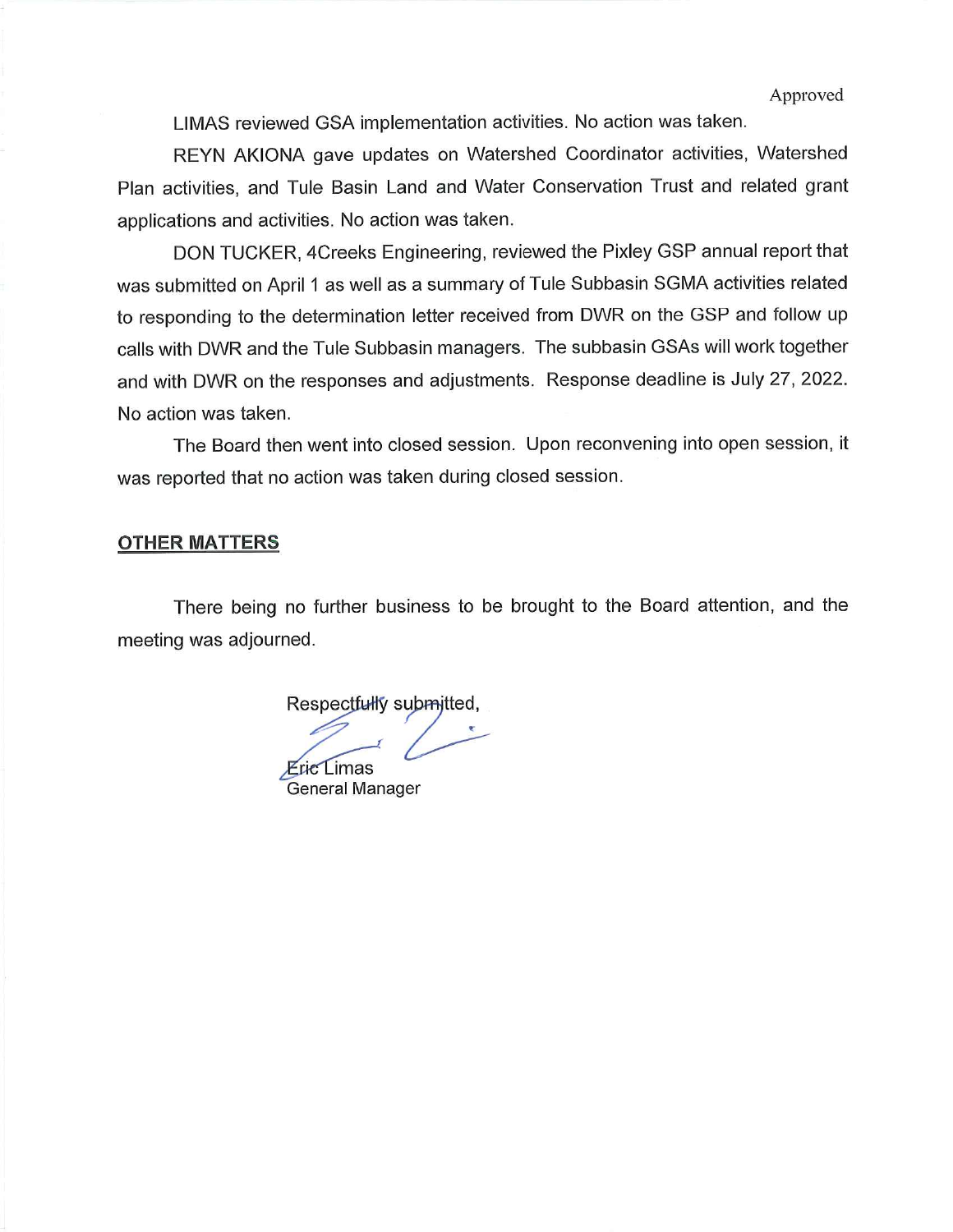Approved

LIMAS reviewed GSA implementation activities. No action was taken.

REYN AKIONA gave updates on Watershed Coordinator activities, Watershed Plan activities, and Tule Basin Land and Water Conservation Trust and related grant applications and activities. No action was taken.

DON TUCKER, 4Creeks Engineering, reviewed the Pixley GSP annual report that was submitted on April 1 as well as a summary of Tule Subbasin SGMA activities related to responding to the determination letter received from DWR on the GSP and follow up calls with DWR and the Tule Subbasin managers. The subbasin GSAs will work together and with DWR on the responses and adjustments. Response deadline is July 27, 2022. No action was taken.

The Board then went into closed session. Upon reconvening into open session, it was reported that no action was taken during closed session.

**OTHER MATTERS**

There being no further business to be brought to the Board attention, and the meeting was adjourned.

Respectfully submitted,

Eric Limas
General Manager